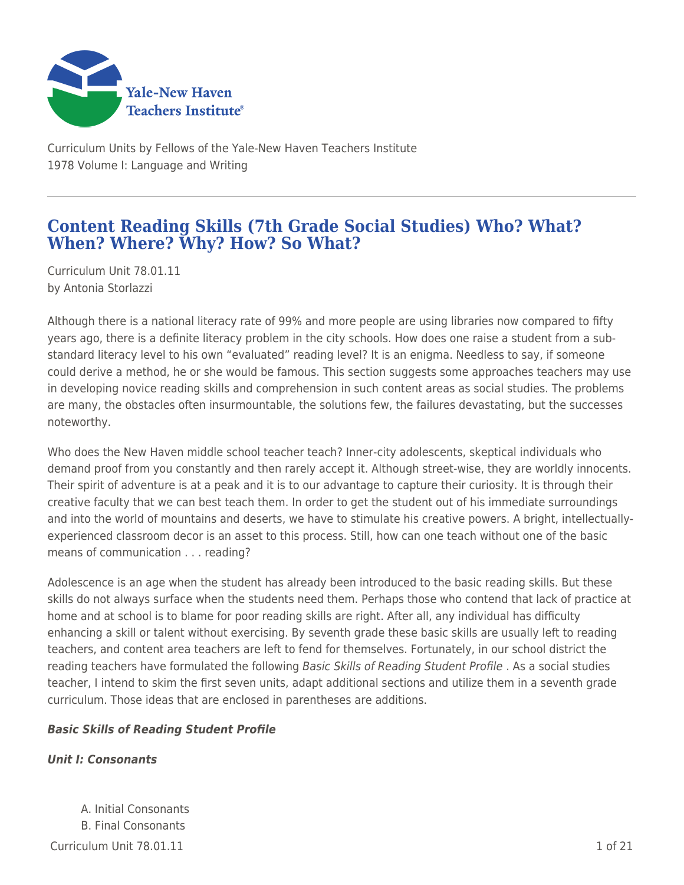Curriculum Units by Fellows of the Yale-New Haven Teachers Institute
1978 Volume I: Language and Writing

# Content Reading Skills (7th Grade Social Studies) Who? What? When? Where? Why? How? So What?

Curriculum Unit 78.01.11
by Antonia Storlazzi

Although there is a national literacy rate of 99% and more people are using libraries now compared to fifty years ago, there is a definite literacy problem in the city schools. How does one raise a student from a sub-standard literacy level to his own "evaluated" reading level? It is an enigma. Needless to say, if someone could derive a method, he or she would be famous. This section suggests some approaches teachers may use in developing novice reading skills and comprehension in such content areas as social studies. The problems are many, the obstacles often insurmountable, the solutions few, the failures devastating, but the successes noteworthy.

Who does the New Haven middle school teacher teach? Inner-city adolescents, skeptical individuals who demand proof from you constantly and then rarely accept it. Although street-wise, they are worldly innocents. Their spirit of adventure is at a peak and it is to our advantage to capture their curiosity. It is through their creative faculty that we can best teach them. In order to get the student out of his immediate surroundings and into the world of mountains and deserts, we have to stimulate his creative powers. A bright, intellectually-experienced classroom decor is an asset to this process. Still, how can one teach without one of the basic means of communication . . . reading?

Adolescence is an age when the student has already been introduced to the basic reading skills. But these skills do not always surface when the students need them. Perhaps those who contend that lack of practice at home and at school is to blame for poor reading skills are right. After all, any individual has difficulty enhancing a skill or talent without exercising. By seventh grade these basic skills are usually left to reading teachers, and content area teachers are left to fend for themselves. Fortunately, in our school district the reading teachers have formulated the following *Basic Skills of Reading Student Profile* . As a social studies teacher, I intend to skim the first seven units, adapt additional sections and utilize them in a seventh grade curriculum. Those ideas that are enclosed in parentheses are additions.

***Basic Skills of Reading Student Profile***

***Unit I: Consonants***

A. Initial Consonants
B. Final Consonants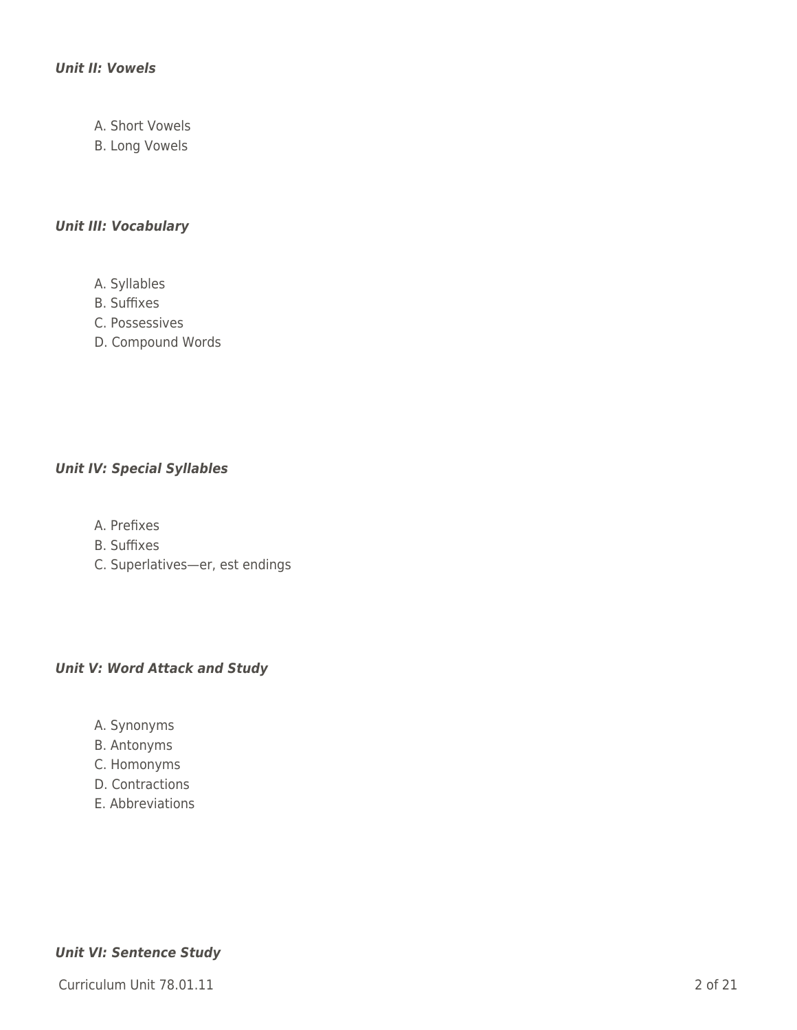***Unit II: Vowels***

A. Short Vowels
B. Long Vowels

***Unit III: Vocabulary***

A. Syllables
B. Suffixes
C. Possessives
D. Compound Words

***Unit IV: Special Syllables***

A. Prefixes
B. Suffixes
C. Superlatives—er, est endings

***Unit V: Word Attack and Study***

A. Synonyms
B. Antonyms
C. Homonyms
D. Contractions
E. Abbreviations

***Unit VI: Sentence Study***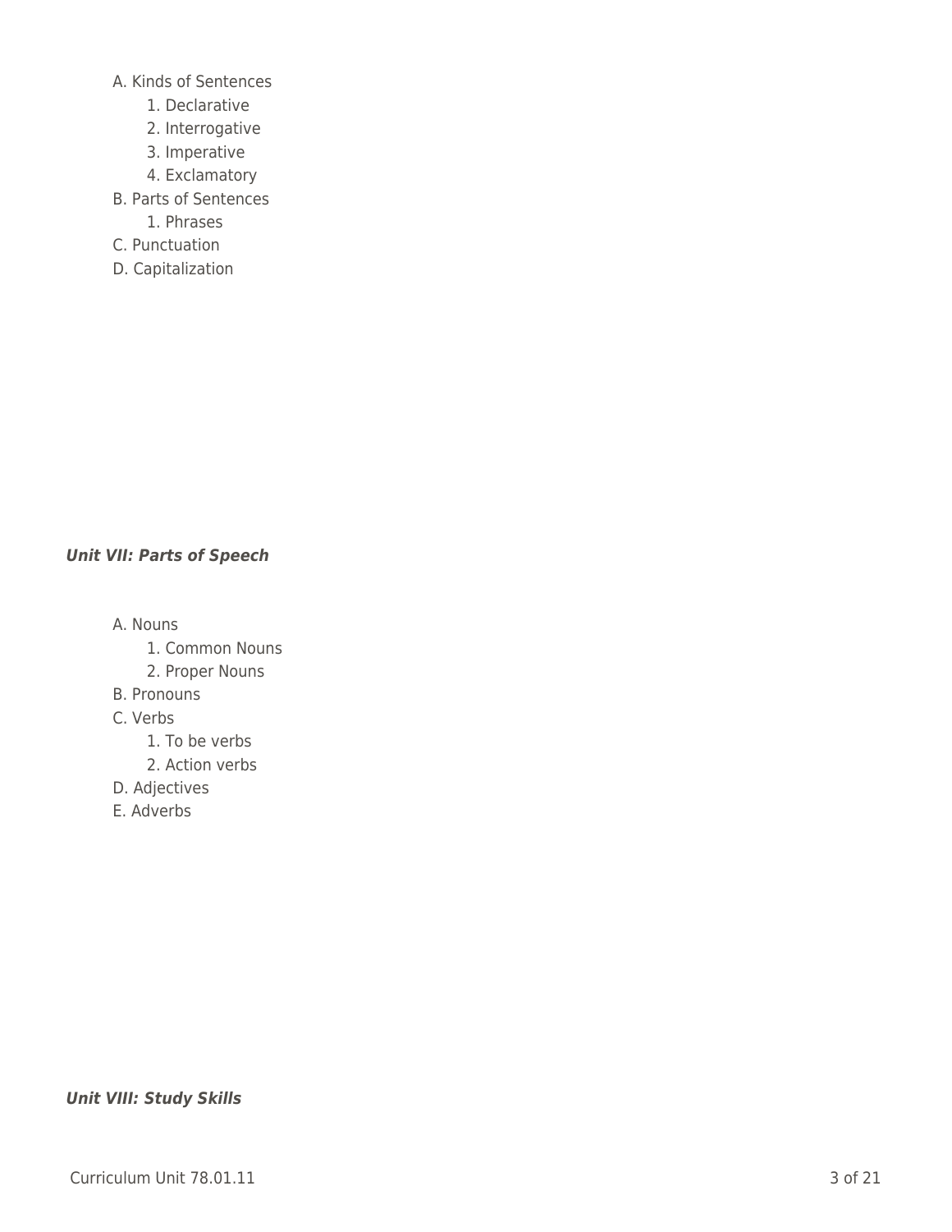- A. Kinds of Sentences
    - 1. Declarative
    - 2. Interrogative
    - 3. Imperative
    - 4. Exclamatory
- B. Parts of Sentences
    - 1. Phrases
- C. Punctuation
- D. Capitalization

***Unit VII: Parts of Speech***

- A. Nouns
    - 1. Common Nouns
    - 2. Proper Nouns
- B. Pronouns
- C. Verbs
    - 1. To be verbs
    - 2. Action verbs
- D. Adjectives
- E. Adverbs

***Unit VIII: Study Skills***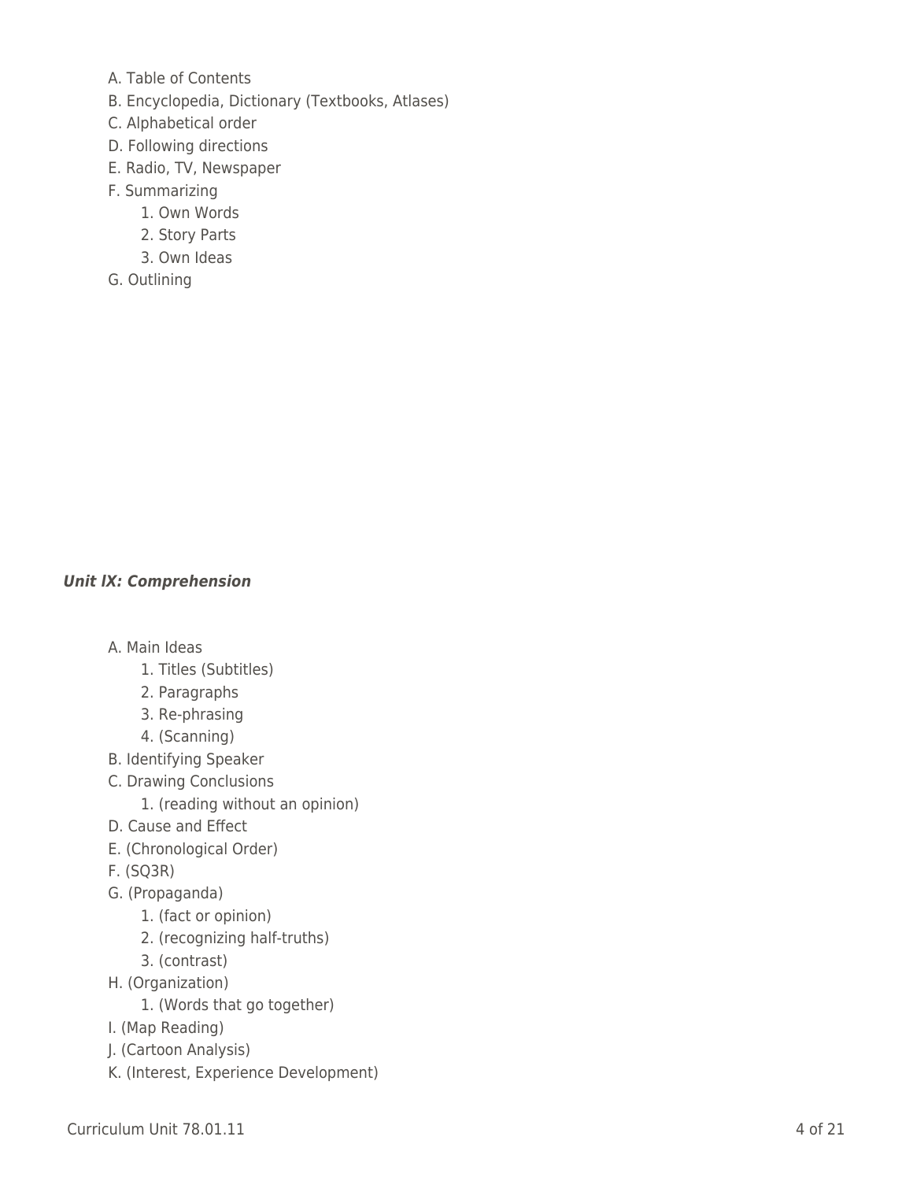A. Table of Contents
B. Encyclopedia, Dictionary (Textbooks, Atlases)
C. Alphabetical order
D. Following directions
E. Radio, TV, Newspaper
F. Summarizing
   1. Own Words
   2. Story Parts
   3. Own Ideas
G. Outlining

***Unit IX: Comprehension***

A. Main Ideas
   1. Titles (Subtitles)
   2. Paragraphs
   3. Re-phrasing
   4. (Scanning)
B. Identifying Speaker
C. Drawing Conclusions
   1. (reading without an opinion)
D. Cause and Effect
E. (Chronological Order)
F. (SQ3R)
G. (Propaganda)
   1. (fact or opinion)
   2. (recognizing half-truths)
   3. (contrast)
H. (Organization)
   1. (Words that go together)
I. (Map Reading)
J. (Cartoon Analysis)
K. (Interest, Experience Development)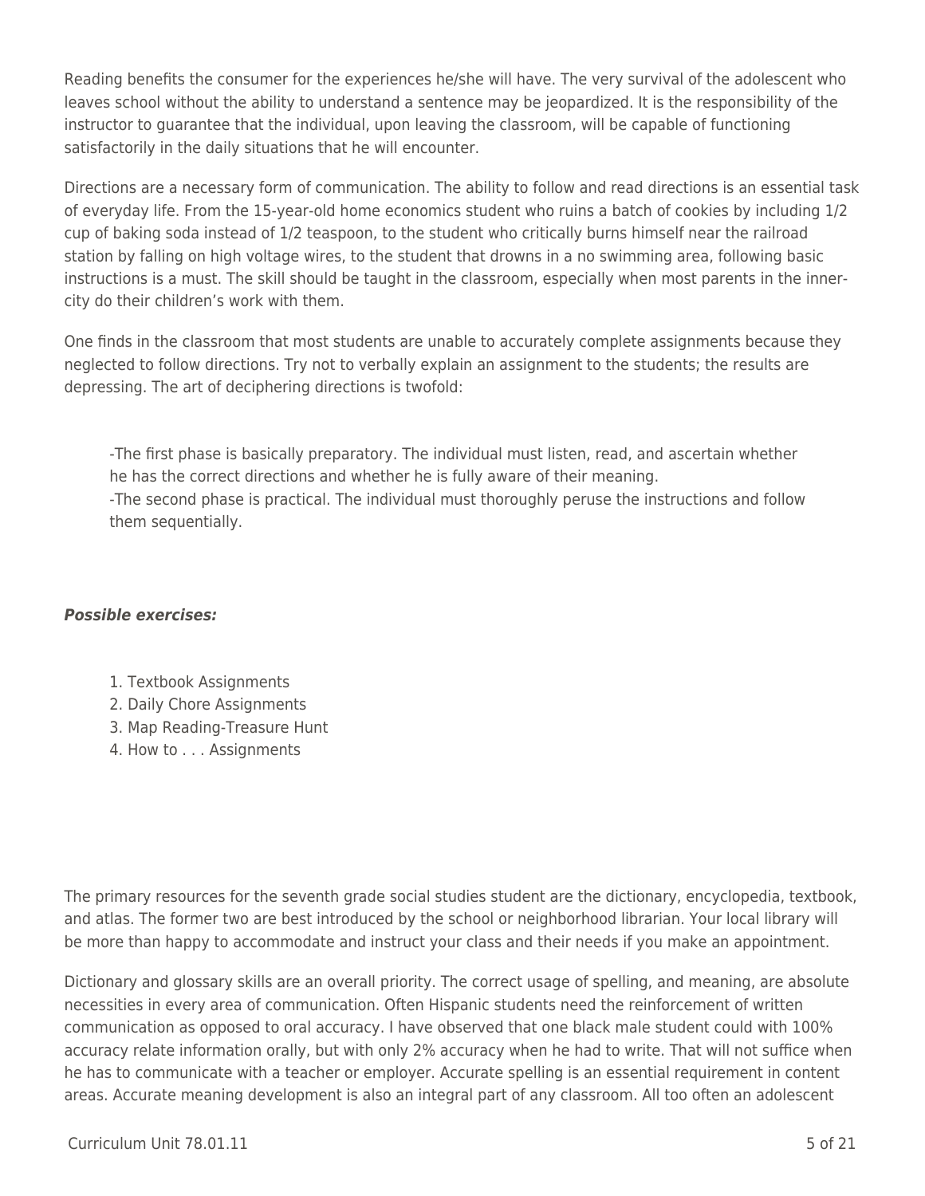Reading benefits the consumer for the experiences he/she will have. The very survival of the adolescent who leaves school without the ability to understand a sentence may be jeopardized. It is the responsibility of the instructor to guarantee that the individual, upon leaving the classroom, will be capable of functioning satisfactorily in the daily situations that he will encounter.

Directions are a necessary form of communication. The ability to follow and read directions is an essential task of everyday life. From the 15-year-old home economics student who ruins a batch of cookies by including 1/2 cup of baking soda instead of 1/2 teaspoon, to the student who critically burns himself near the railroad station by falling on high voltage wires, to the student that drowns in a no swimming area, following basic instructions is a must. The skill should be taught in the classroom, especially when most parents in the inner-city do their children's work with them.

One finds in the classroom that most students are unable to accurately complete assignments because they neglected to follow directions. Try not to verbally explain an assignment to the students; the results are depressing. The art of deciphering directions is twofold:

> -The first phase is basically preparatory. The individual must listen, read, and ascertain whether he has the correct directions and whether he is fully aware of their meaning.
> -The second phase is practical. The individual must thoroughly peruse the instructions and follow them sequentially.

***Possible exercises:***

1. Textbook Assignments
2. Daily Chore Assignments
3. Map Reading-Treasure Hunt
4. How to . . . Assignments

The primary resources for the seventh grade social studies student are the dictionary, encyclopedia, textbook, and atlas. The former two are best introduced by the school or neighborhood librarian. Your local library will be more than happy to accommodate and instruct your class and their needs if you make an appointment.

Dictionary and glossary skills are an overall priority. The correct usage of spelling, and meaning, are absolute necessities in every area of communication. Often Hispanic students need the reinforcement of written communication as opposed to oral accuracy. I have observed that one black male student could with 100% accuracy relate information orally, but with only 2% accuracy when he had to write. That will not suffice when he has to communicate with a teacher or employer. Accurate spelling is an essential requirement in content areas. Accurate meaning development is also an integral part of any classroom. All too often an adolescent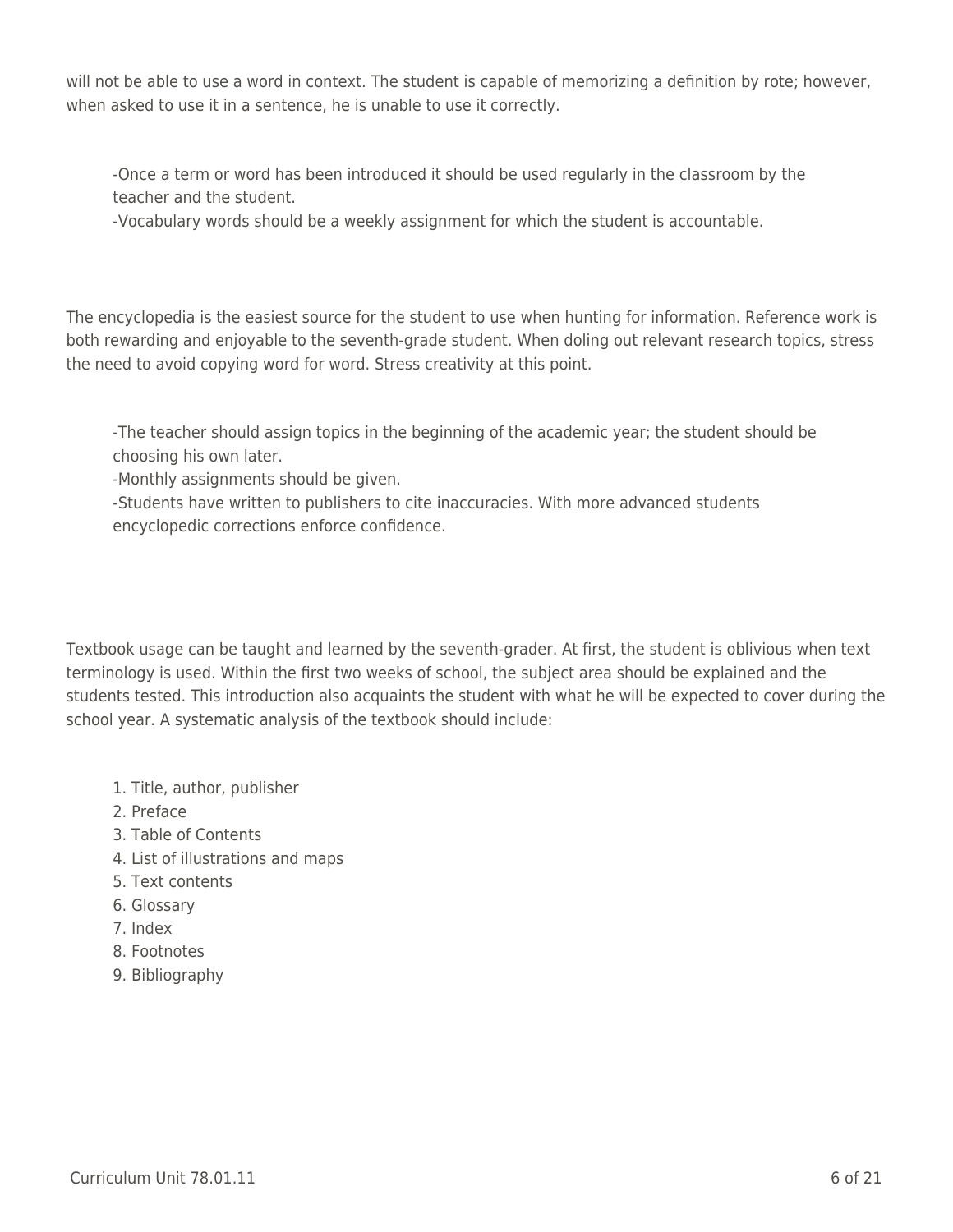will not be able to use a word in context. The student is capable of memorizing a definition by rote; however, when asked to use it in a sentence, he is unable to use it correctly.

> -Once a term or word has been introduced it should be used regularly in the classroom by the teacher and the student.
> -Vocabulary words should be a weekly assignment for which the student is accountable.

The encyclopedia is the easiest source for the student to use when hunting for information. Reference work is both rewarding and enjoyable to the seventh-grade student. When doling out relevant research topics, stress the need to avoid copying word for word. Stress creativity at this point.

> -The teacher should assign topics in the beginning of the academic year; the student should be choosing his own later.
> -Monthly assignments should be given.
> -Students have written to publishers to cite inaccuracies. With more advanced students encyclopedic corrections enforce confidence.

Textbook usage can be taught and learned by the seventh-grader. At first, the student is oblivious when text terminology is used. Within the first two weeks of school, the subject area should be explained and the students tested. This introduction also acquaints the student with what he will be expected to cover during the school year. A systematic analysis of the textbook should include:

1. Title, author, publisher
2. Preface
3. Table of Contents
4. List of illustrations and maps
5. Text contents
6. Glossary
7. Index
8. Footnotes
9. Bibliography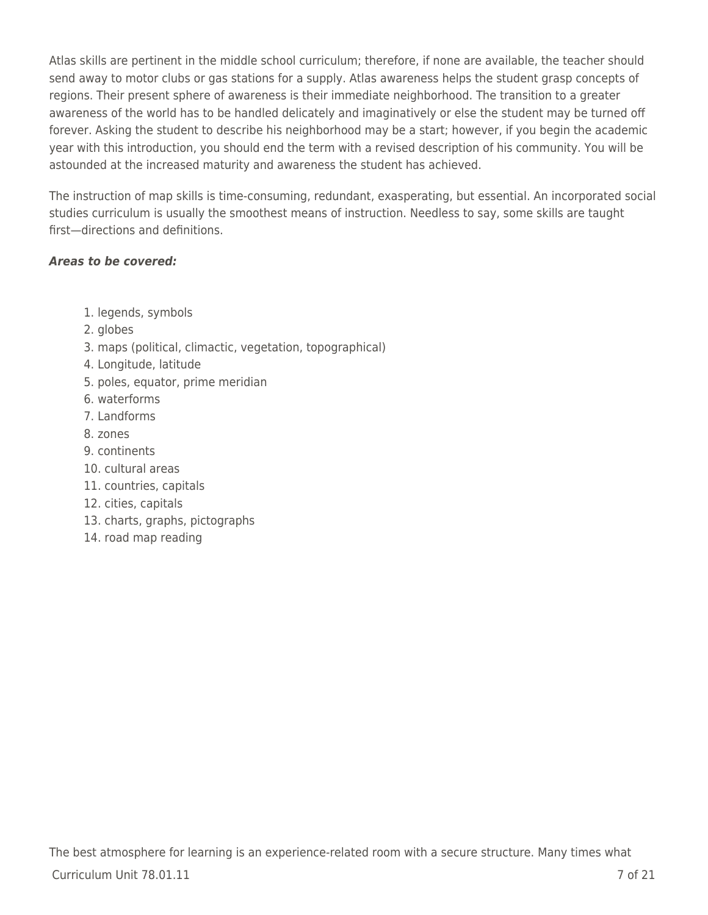Atlas skills are pertinent in the middle school curriculum; therefore, if none are available, the teacher should send away to motor clubs or gas stations for a supply. Atlas awareness helps the student grasp concepts of regions. Their present sphere of awareness is their immediate neighborhood. The transition to a greater awareness of the world has to be handled delicately and imaginatively or else the student may be turned off forever. Asking the student to describe his neighborhood may be a start; however, if you begin the academic year with this introduction, you should end the term with a revised description of his community. You will be astounded at the increased maturity and awareness the student has achieved.

The instruction of map skills is time-consuming, redundant, exasperating, but essential. An incorporated social studies curriculum is usually the smoothest means of instruction. Needless to say, some skills are taught first—directions and definitions.

***Areas to be covered:***

1. legends, symbols
2. globes
3. maps (political, climactic, vegetation, topographical)
4. Longitude, latitude
5. poles, equator, prime meridian
6. waterforms
7. Landforms
8. zones
9. continents
10. cultural areas
11. countries, capitals
12. cities, capitals
13. charts, graphs, pictographs
14. road map reading

The best atmosphere for learning is an experience-related room with a secure structure. Many times what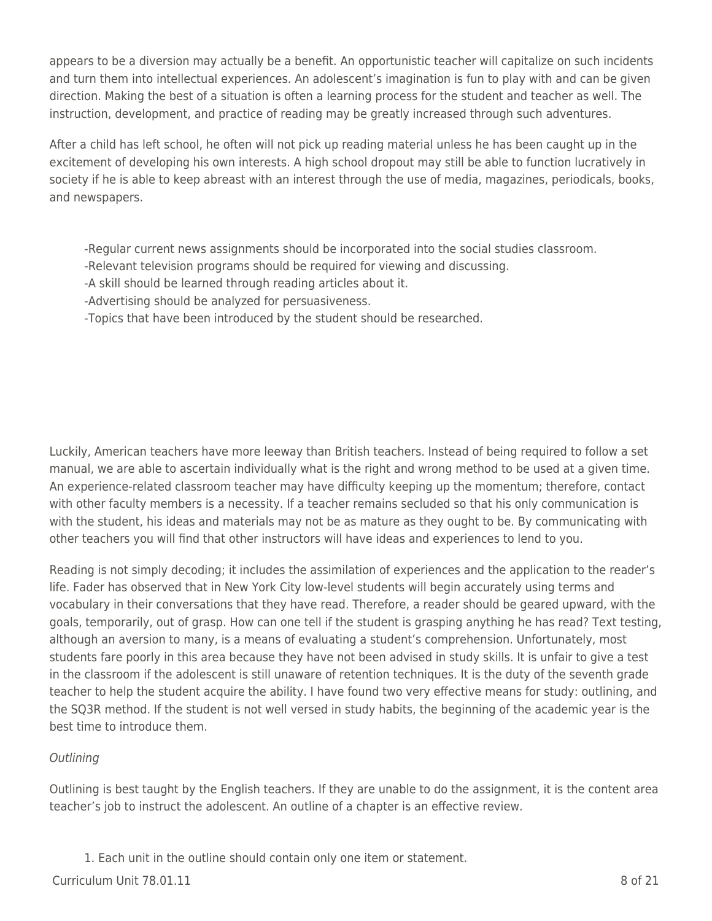appears to be a diversion may actually be a benefit. An opportunistic teacher will capitalize on such incidents and turn them into intellectual experiences. An adolescent's imagination is fun to play with and can be given direction. Making the best of a situation is often a learning process for the student and teacher as well. The instruction, development, and practice of reading may be greatly increased through such adventures.

After a child has left school, he often will not pick up reading material unless he has been caught up in the excitement of developing his own interests. A high school dropout may still be able to function lucratively in society if he is able to keep abreast with an interest through the use of media, magazines, periodicals, books, and newspapers.

-Regular current news assignments should be incorporated into the social studies classroom.
-Relevant television programs should be required for viewing and discussing.
-A skill should be learned through reading articles about it.
-Advertising should be analyzed for persuasiveness.
-Topics that have been introduced by the student should be researched.

Luckily, American teachers have more leeway than British teachers. Instead of being required to follow a set manual, we are able to ascertain individually what is the right and wrong method to be used at a given time. An experience-related classroom teacher may have difficulty keeping up the momentum; therefore, contact with other faculty members is a necessity. If a teacher remains secluded so that his only communication is with the student, his ideas and materials may not be as mature as they ought to be. By communicating with other teachers you will find that other instructors will have ideas and experiences to lend to you.

Reading is not simply decoding; it includes the assimilation of experiences and the application to the reader's life. Fader has observed that in New York City low-level students will begin accurately using terms and vocabulary in their conversations that they have read. Therefore, a reader should be geared upward, with the goals, temporarily, out of grasp. How can one tell if the student is grasping anything he has read? Text testing, although an aversion to many, is a means of evaluating a student's comprehension. Unfortunately, most students fare poorly in this area because they have not been advised in study skills. It is unfair to give a test in the classroom if the adolescent is still unaware of retention techniques. It is the duty of the seventh grade teacher to help the student acquire the ability. I have found two very effective means for study: outlining, and the SQ3R method. If the student is not well versed in study habits, the beginning of the academic year is the best time to introduce them.

*Outlining*

Outlining is best taught by the English teachers. If they are unable to do the assignment, it is the content area teacher's job to instruct the adolescent. An outline of a chapter is an effective review.

1. Each unit in the outline should contain only one item or statement.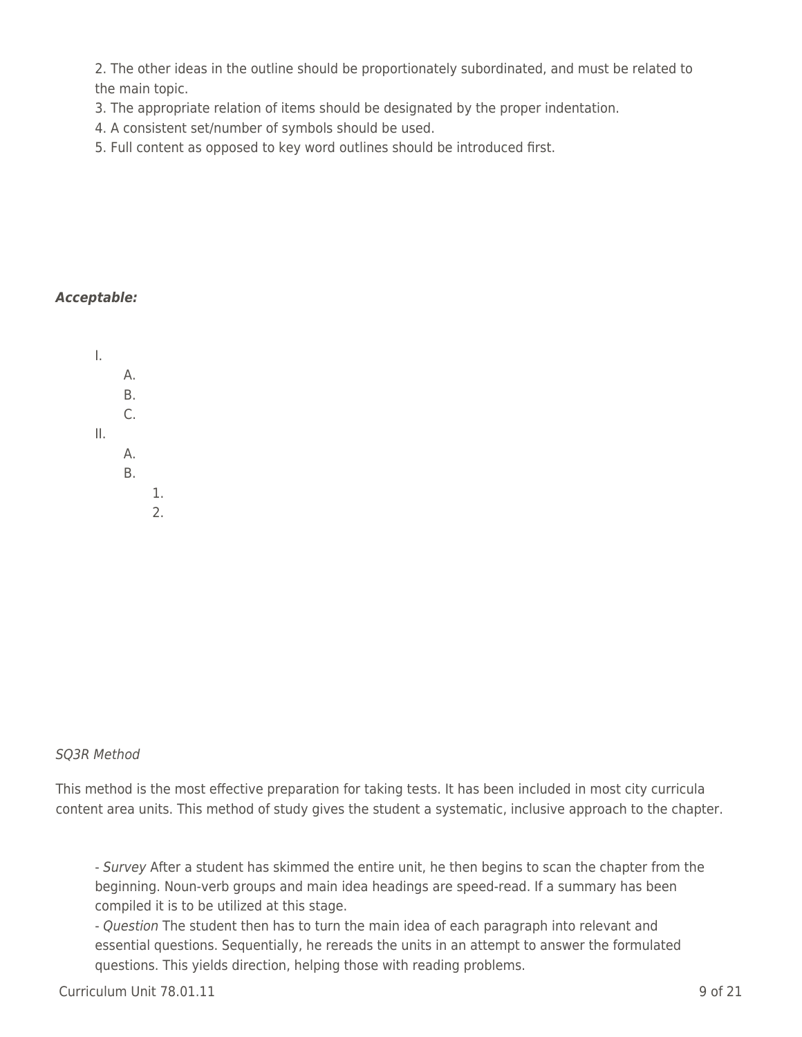2. The other ideas in the outline should be proportionately subordinated, and must be related to the main topic.
3. The appropriate relation of items should be designated by the proper indentation.
4. A consistent set/number of symbols should be used.
5. Full content as opposed to key word outlines should be introduced first.

***Acceptable:***

```
I.
    A.
    B.
    C.
II.
    A.
    B.
        1.
        2.
```

*SQ3R Method*

This method is the most effective preparation for taking tests. It has been included in most city curricula content area units. This method of study gives the student a systematic, inclusive approach to the chapter.

- *Survey* After a student has skimmed the entire unit, he then begins to scan the chapter from the beginning. Noun-verb groups and main idea headings are speed-read. If a summary has been compiled it is to be utilized at this stage.
- *Question* The student then has to turn the main idea of each paragraph into relevant and essential questions. Sequentially, he rereads the units in an attempt to answer the formulated questions. This yields direction, helping those with reading problems.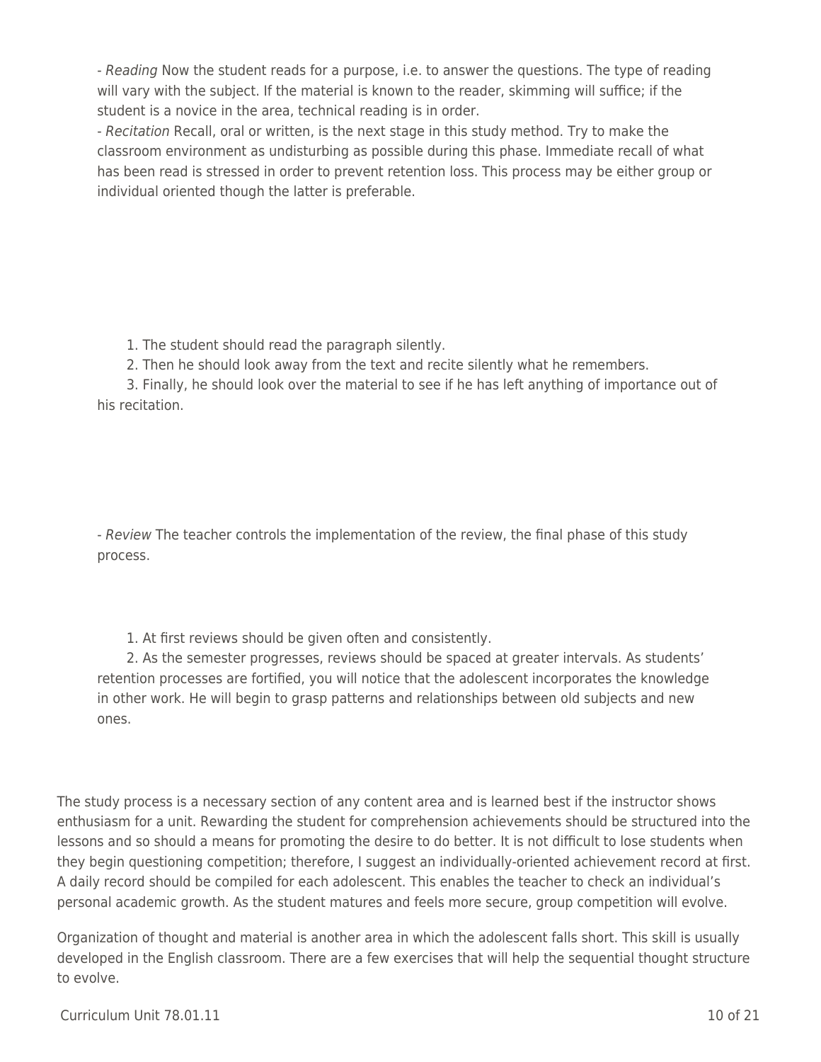- *Reading* Now the student reads for a purpose, i.e. to answer the questions. The type of reading will vary with the subject. If the material is known to the reader, skimming will suffice; if the student is a novice in the area, technical reading is in order.

- *Recitation* Recall, oral or written, is the next stage in this study method. Try to make the classroom environment as undisturbing as possible during this phase. Immediate recall of what has been read is stressed in order to prevent retention loss. This process may be either group or individual oriented though the latter is preferable.

1. The student should read the paragraph silently.
2. Then he should look away from the text and recite silently what he remembers.
3. Finally, he should look over the material to see if he has left anything of importance out of his recitation.

- *Review* The teacher controls the implementation of the review, the final phase of this study process.

1. At first reviews should be given often and consistently.
2. As the semester progresses, reviews should be spaced at greater intervals. As students' retention processes are fortified, you will notice that the adolescent incorporates the knowledge in other work. He will begin to grasp patterns and relationships between old subjects and new ones.

The study process is a necessary section of any content area and is learned best if the instructor shows enthusiasm for a unit. Rewarding the student for comprehension achievements should be structured into the lessons and so should a means for promoting the desire to do better. It is not difficult to lose students when they begin questioning competition; therefore, I suggest an individually-oriented achievement record at first. A daily record should be compiled for each adolescent. This enables the teacher to check an individual's personal academic growth. As the student matures and feels more secure, group competition will evolve.

Organization of thought and material is another area in which the adolescent falls short. This skill is usually developed in the English classroom. There are a few exercises that will help the sequential thought structure to evolve.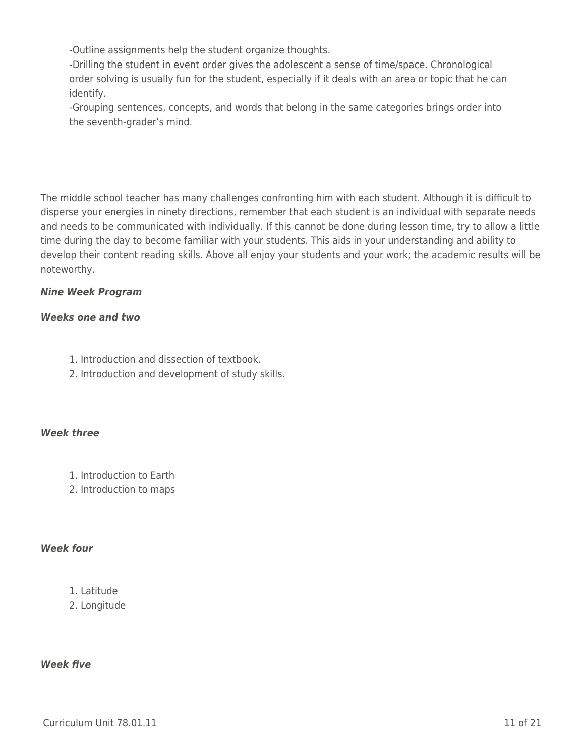-Outline assignments help the student organize thoughts.
-Drilling the student in event order gives the adolescent a sense of time/space. Chronological order solving is usually fun for the student, especially if it deals with an area or topic that he can identify.
-Grouping sentences, concepts, and words that belong in the same categories brings order into the seventh-grader's mind.

The middle school teacher has many challenges confronting him with each student. Although it is difficult to disperse your energies in ninety directions, remember that each student is an individual with separate needs and needs to be communicated with individually. If this cannot be done during lesson time, try to allow a little time during the day to become familiar with your students. This aids in your understanding and ability to develop their content reading skills. Above all enjoy your students and your work; the academic results will be noteworthy.

***Nine Week Program***

***Weeks one and two***

1. Introduction and dissection of textbook.
2. Introduction and development of study skills.

***Week three***

1. Introduction to Earth
2. Introduction to maps

***Week four***

1. Latitude
2. Longitude

***Week five***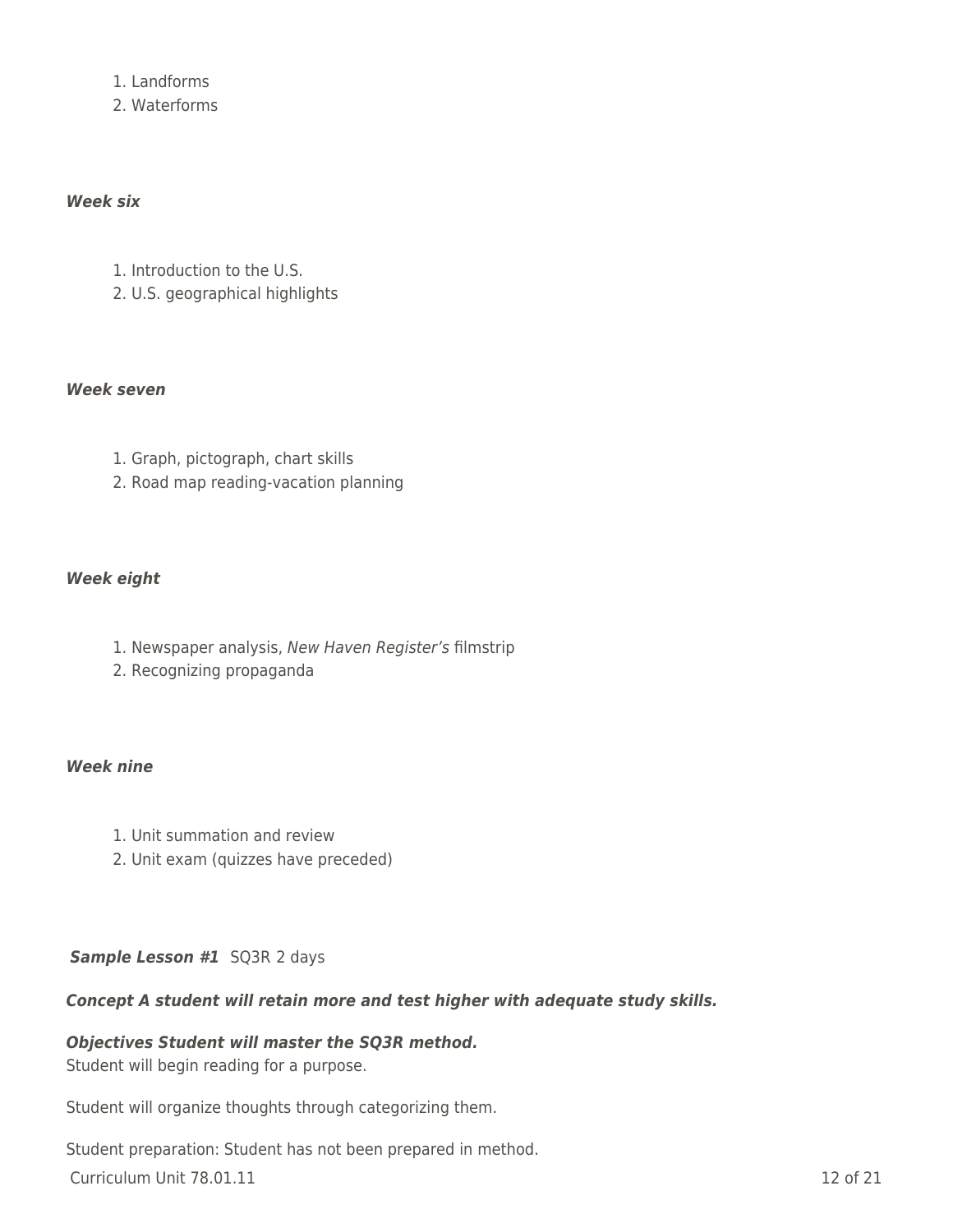1. Landforms
2. Waterforms

***Week six***

1. Introduction to the U.S.
2. U.S. geographical highlights

***Week seven***

1. Graph, pictograph, chart skills
2. Road map reading-vacation planning

***Week eight***

1. Newspaper analysis, *New Haven Register's* filmstrip
2. Recognizing propaganda

***Week nine***

1. Unit summation and review
2. Unit exam (quizzes have preceded)

***Sample Lesson #1*** SQ3R 2 days

***Concept A student will retain more and test higher with adequate study skills.***

***Objectives Student will master the SQ3R method.***
Student will begin reading for a purpose.

Student will organize thoughts through categorizing them.

Student preparation: Student has not been prepared in method.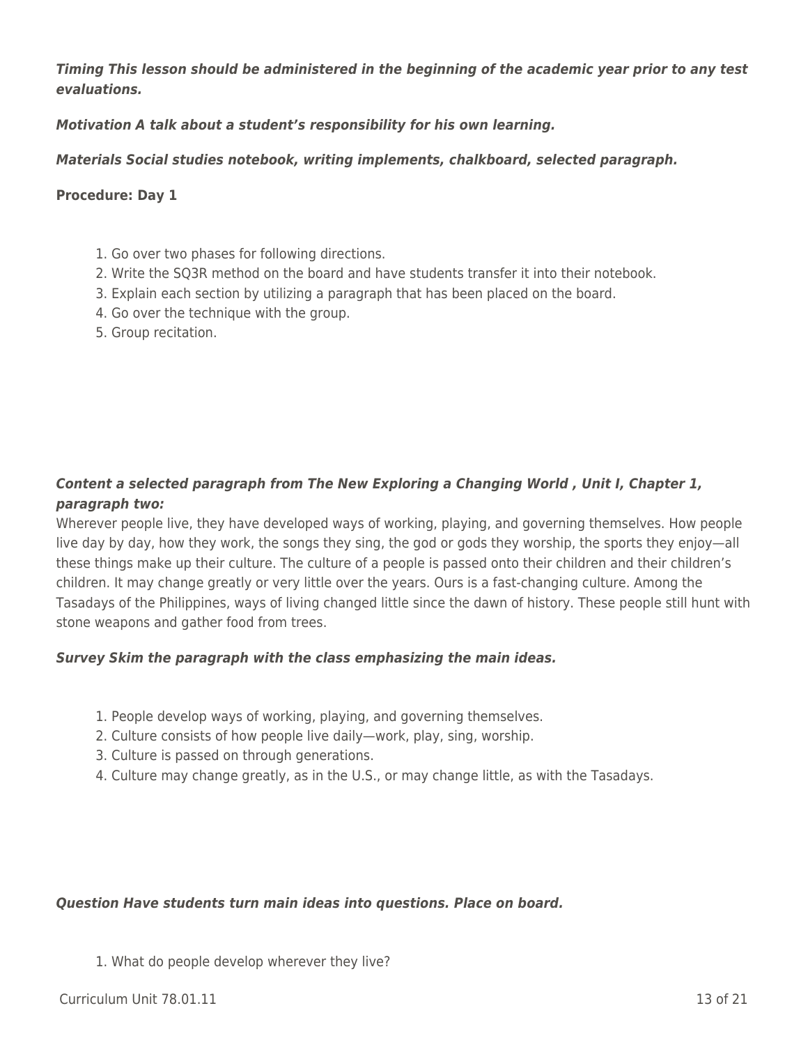***Timing** This lesson should be administered in the beginning of the academic year prior to any test evaluations.*

***Motivation** A talk about a student's responsibility for his own learning.*

***Materials** Social studies notebook, writing implements, chalkboard, selected paragraph.*

**Procedure: Day 1**

1. Go over two phases for following directions.
2. Write the SQ3R method on the board and have students transfer it into their notebook.
3. Explain each section by utilizing a paragraph that has been placed on the board.
4. Go over the technique with the group.
5. Group recitation.

***Content** a selected paragraph from The New Exploring a Changing World , Unit I, Chapter 1, paragraph two:*

Wherever people live, they have developed ways of working, playing, and governing themselves. How people live day by day, how they work, the songs they sing, the god or gods they worship, the sports they enjoy—all these things make up their culture. The culture of a people is passed onto their children and their children's children. It may change greatly or very little over the years. Ours is a fast-changing culture. Among the Tasadays of the Philippines, ways of living changed little since the dawn of history. These people still hunt with stone weapons and gather food from trees.

***Survey** Skim the paragraph with the class emphasizing the main ideas.*

1. People develop ways of working, playing, and governing themselves.
2. Culture consists of how people live daily—work, play, sing, worship.
3. Culture is passed on through generations.
4. Culture may change greatly, as in the U.S., or may change little, as with the Tasadays.

***Question** Have students turn main ideas into questions. Place on board.*

1. What do people develop wherever they live?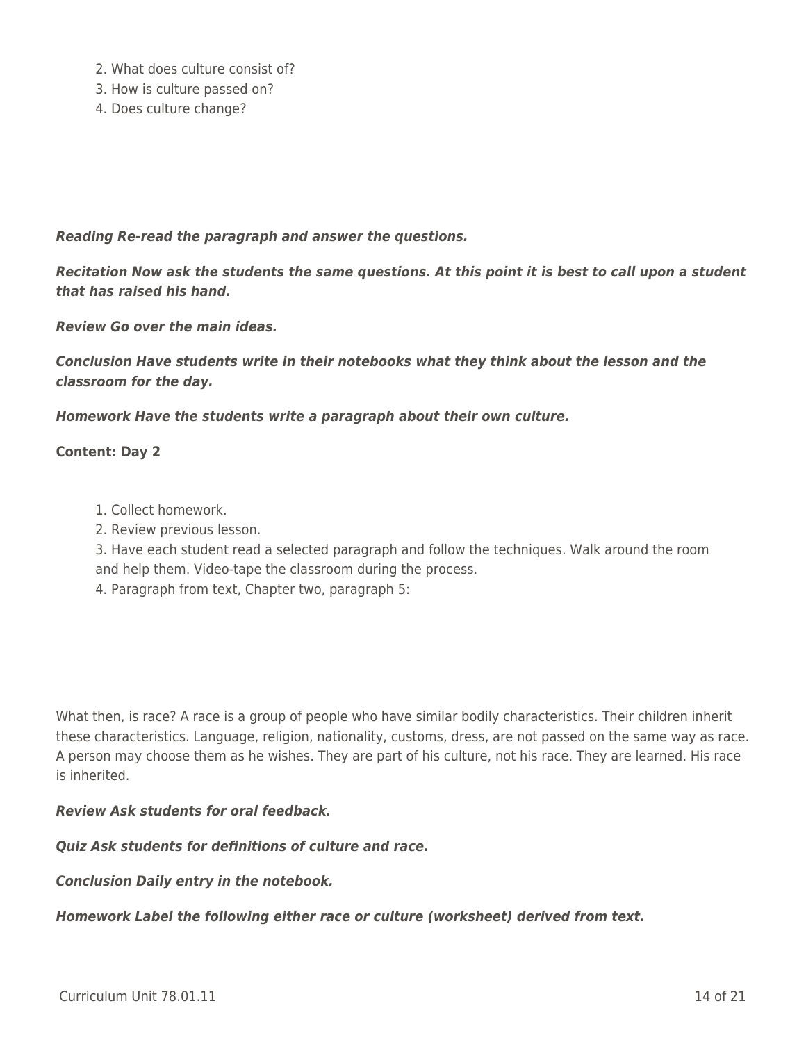2. What does culture consist of?
3. How is culture passed on?
4. Does culture change?

***Reading** Re-read the paragraph and answer the questions.*

***Recitation** Now ask the students the same questions. At this point it is best to call upon a student that has raised his hand.*

***Review** Go over the main ideas.*

***Conclusion** Have students write in their notebooks what they think about the lesson and the classroom for the day.*

***Homework** Have the students write a paragraph about their own culture.*

**Content: Day 2**

1. Collect homework.
2. Review previous lesson.
3. Have each student read a selected paragraph and follow the techniques. Walk around the room and help them. Video-tape the classroom during the process.
4. Paragraph from text, Chapter two, paragraph 5:

What then, is race? A race is a group of people who have similar bodily characteristics. Their children inherit these characteristics. Language, religion, nationality, customs, dress, are not passed on the same way as race. A person may choose them as he wishes. They are part of his culture, not his race. They are learned. His race is inherited.

***Review** Ask students for oral feedback.*

***Quiz** Ask students for definitions of culture and race.*

***Conclusion** Daily entry in the notebook.*

***Homework** Label the following either race or culture (worksheet) derived from text.*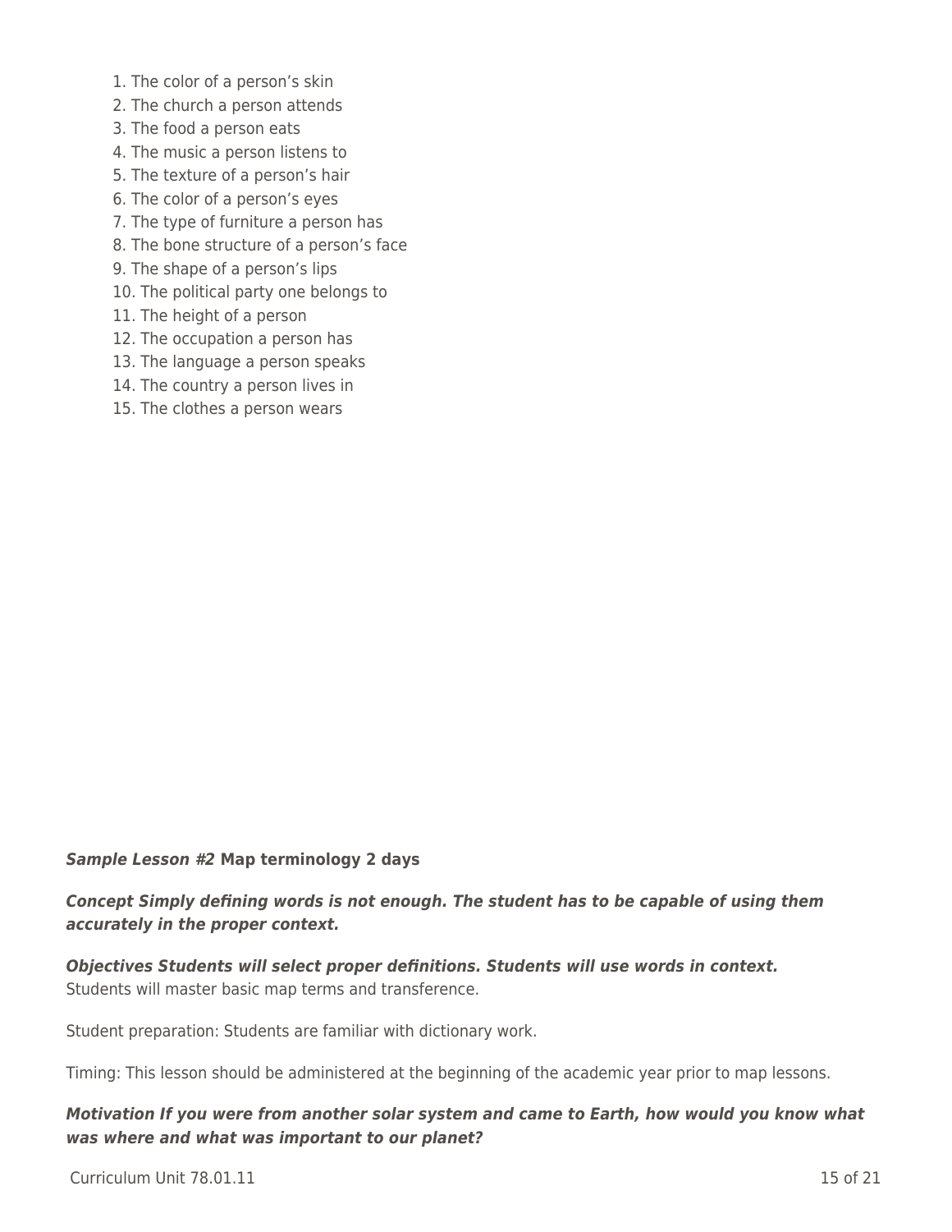1. The color of a person’s skin
2. The church a person attends
3. The food a person eats
4. The music a person listens to
5. The texture of a person’s hair
6. The color of a person’s eyes
7. The type of furniture a person has
8. The bone structure of a person’s face
9. The shape of a person’s lips
10. The political party one belongs to
11. The height of a person
12. The occupation a person has
13. The language a person speaks
14. The country a person lives in
15. The clothes a person wears

***Sample Lesson #2*** **Map terminology 2 days**

***Concept Simply defining words is not enough. The student has to be capable of using them accurately in the proper context.***

***Objectives Students will select proper definitions. Students will use words in context.***
Students will master basic map terms and transference.

Student preparation: Students are familiar with dictionary work.

Timing: This lesson should be administered at the beginning of the academic year prior to map lessons.

***Motivation If you were from another solar system and came to Earth, how would you know what was where and what was important to our planet?***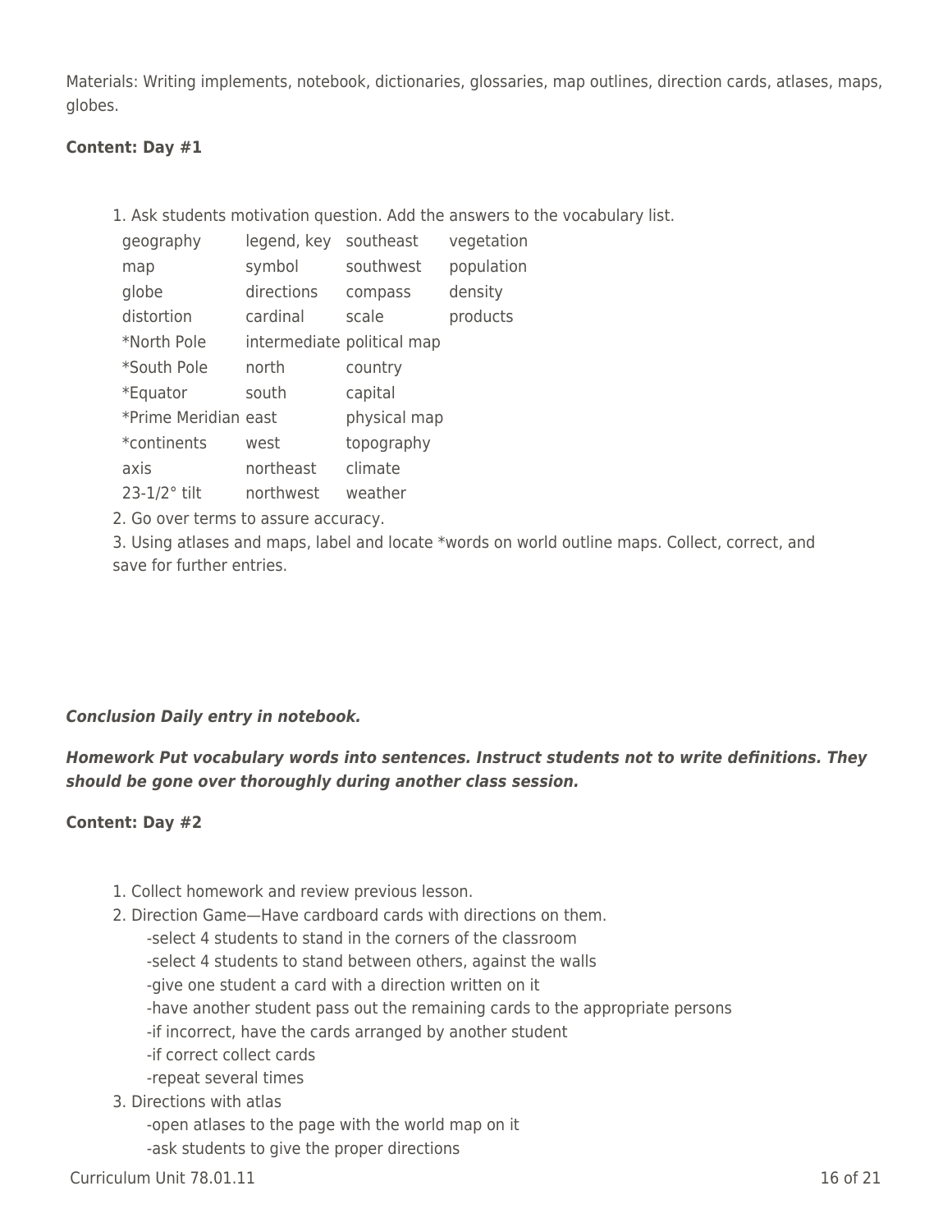Materials: Writing implements, notebook, dictionaries, glossaries, map outlines, direction cards, atlases, maps, globes.

**Content: Day #1**

1. Ask students motivation question. Add the answers to the vocabulary list.

| | | | |
|---|---|---|---|
| geography | legend, key | southeast | vegetation |
| map | symbol | southwest | population |
| globe | directions | compass | density |
| distortion | cardinal | scale | products |
| *North Pole | intermediate | political map | |
| *South Pole | north | country | |
| *Equator | south | capital | |
| *Prime Meridian | east | physical map | |
| *continents | west | topography | |
| axis | northeast | climate | |
| 23-1/2° tilt | northwest | weather | |

2. Go over terms to assure accuracy.
3. Using atlases and maps, label and locate *words on world outline maps. Collect, correct, and save for further entries.

***Conclusion Daily entry in notebook.***

***Homework Put vocabulary words into sentences. Instruct students not to write definitions. They should be gone over thoroughly during another class session.***

**Content: Day #2**

1. Collect homework and review previous lesson.
2. Direction Game—Have cardboard cards with directions on them.
   - select 4 students to stand in the corners of the classroom
   - select 4 students to stand between others, against the walls
   - give one student a card with a direction written on it
   - have another student pass out the remaining cards to the appropriate persons
   - if incorrect, have the cards arranged by another student
   - if correct collect cards
   - repeat several times
3. Directions with atlas
   - open atlases to the page with the world map on it
   - ask students to give the proper directions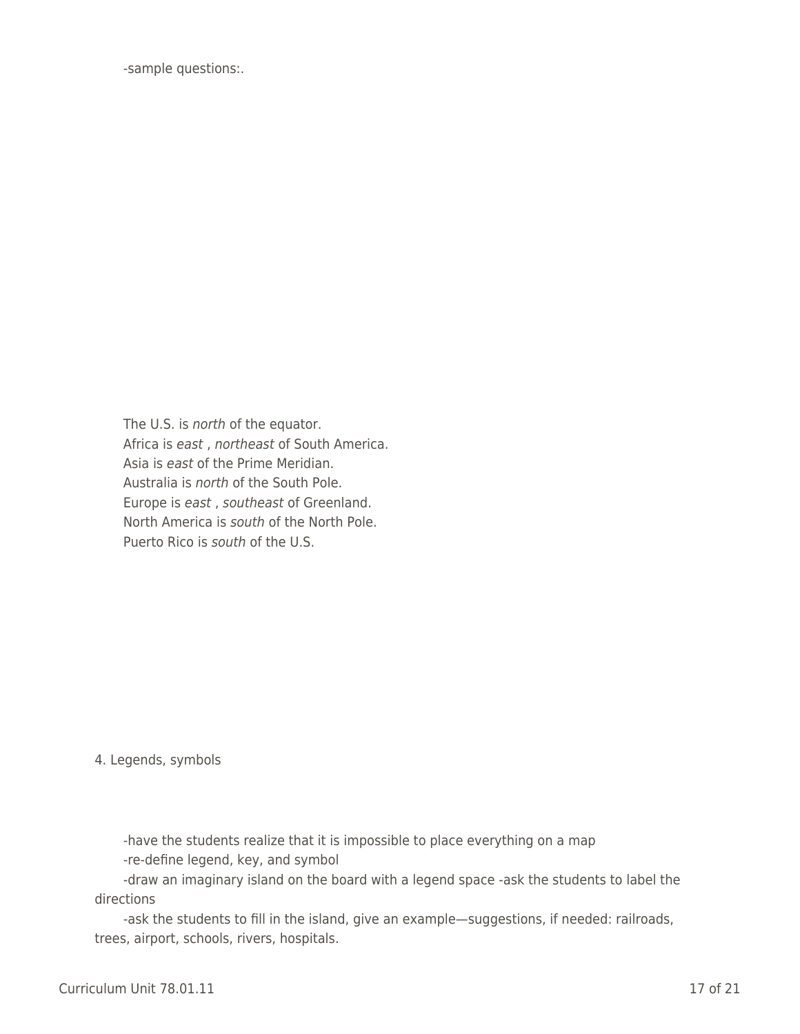-sample questions:.

The U.S. is *north* of the equator.
Africa is *east* , *northeast* of South America.
Asia is *east* of the Prime Meridian.
Australia is *north* of the South Pole.
Europe is *east* , *southeast* of Greenland.
North America is *south* of the North Pole.
Puerto Rico is *south* of the U.S.

4. Legends, symbols

-have the students realize that it is impossible to place everything on a map
-re-define legend, key, and symbol
-draw an imaginary island on the board with a legend space -ask the students to label the directions
-ask the students to fill in the island, give an example—suggestions, if needed: railroads, trees, airport, schools, rivers, hospitals.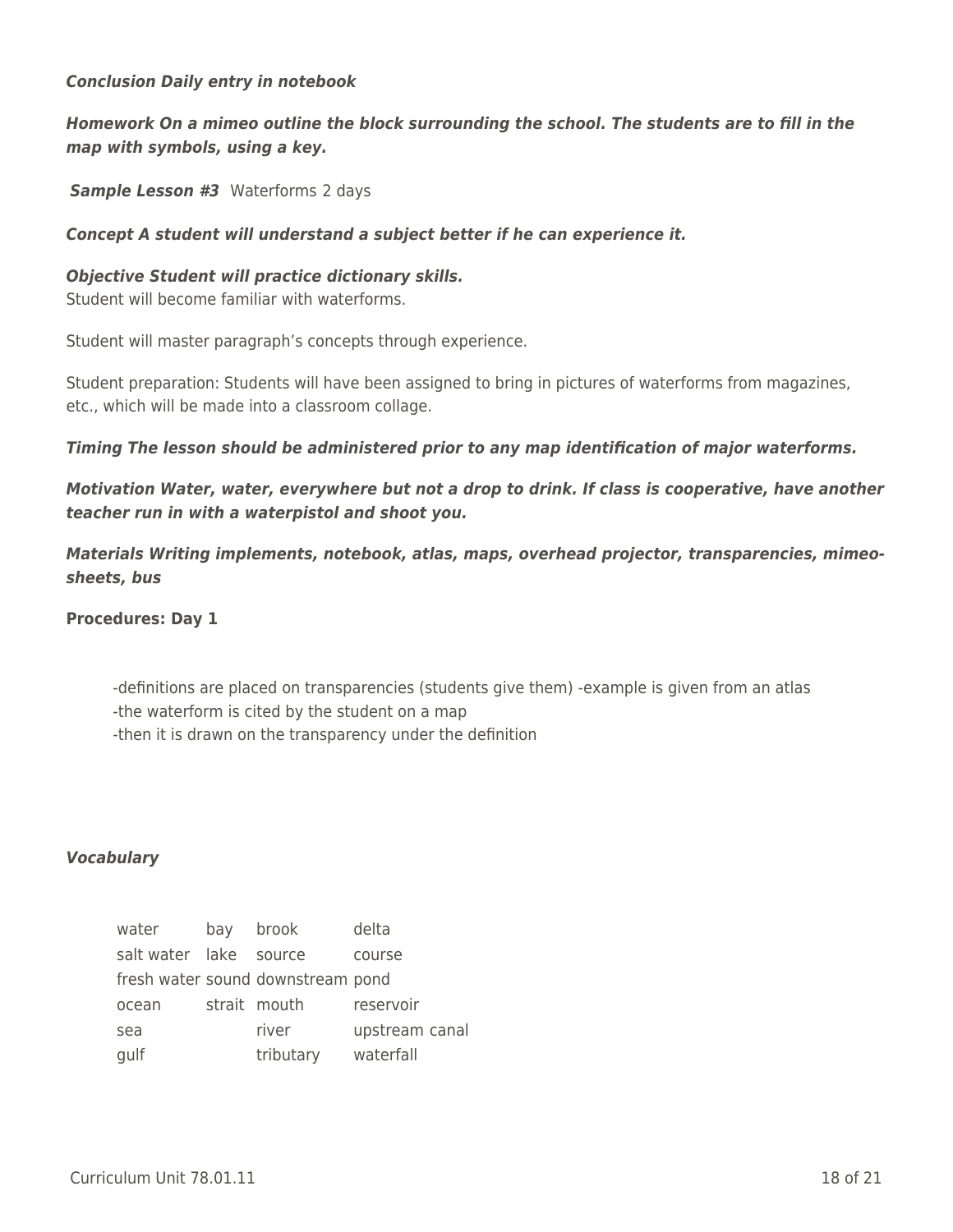***Conclusion Daily entry in notebook***

***Homework On a mimeo outline the block surrounding the school. The students are to fill in the map with symbols, using a key.***

***Sample Lesson #3*** Waterforms 2 days

***Concept A student will understand a subject better if he can experience it.***

***Objective Student will practice dictionary skills.***
Student will become familiar with waterforms.

Student will master paragraph's concepts through experience.

Student preparation: Students will have been assigned to bring in pictures of waterforms from magazines, etc., which will be made into a classroom collage.

***Timing The lesson should be administered prior to any map identification of major waterforms.***

***Motivation Water, water, everywhere but not a drop to drink. If class is cooperative, have another teacher run in with a waterpistol and shoot you.***

***Materials Writing implements, notebook, atlas, maps, overhead projector, transparencies, mimeo-sheets, bus***

**Procedures: Day 1**

-definitions are placed on transparencies (students give them) -example is given from an atlas
-the waterform is cited by the student on a map
-then it is drawn on the transparency under the definition

***Vocabulary***

| | | | |
|---|---|---|---|
| water | bay | brook | delta |
| salt water | lake | source | course |
| fresh water | sound | downstream | pond |
| ocean | strait | mouth | reservoir |
| sea | | river | upstream canal |
| gulf | | tributary | waterfall |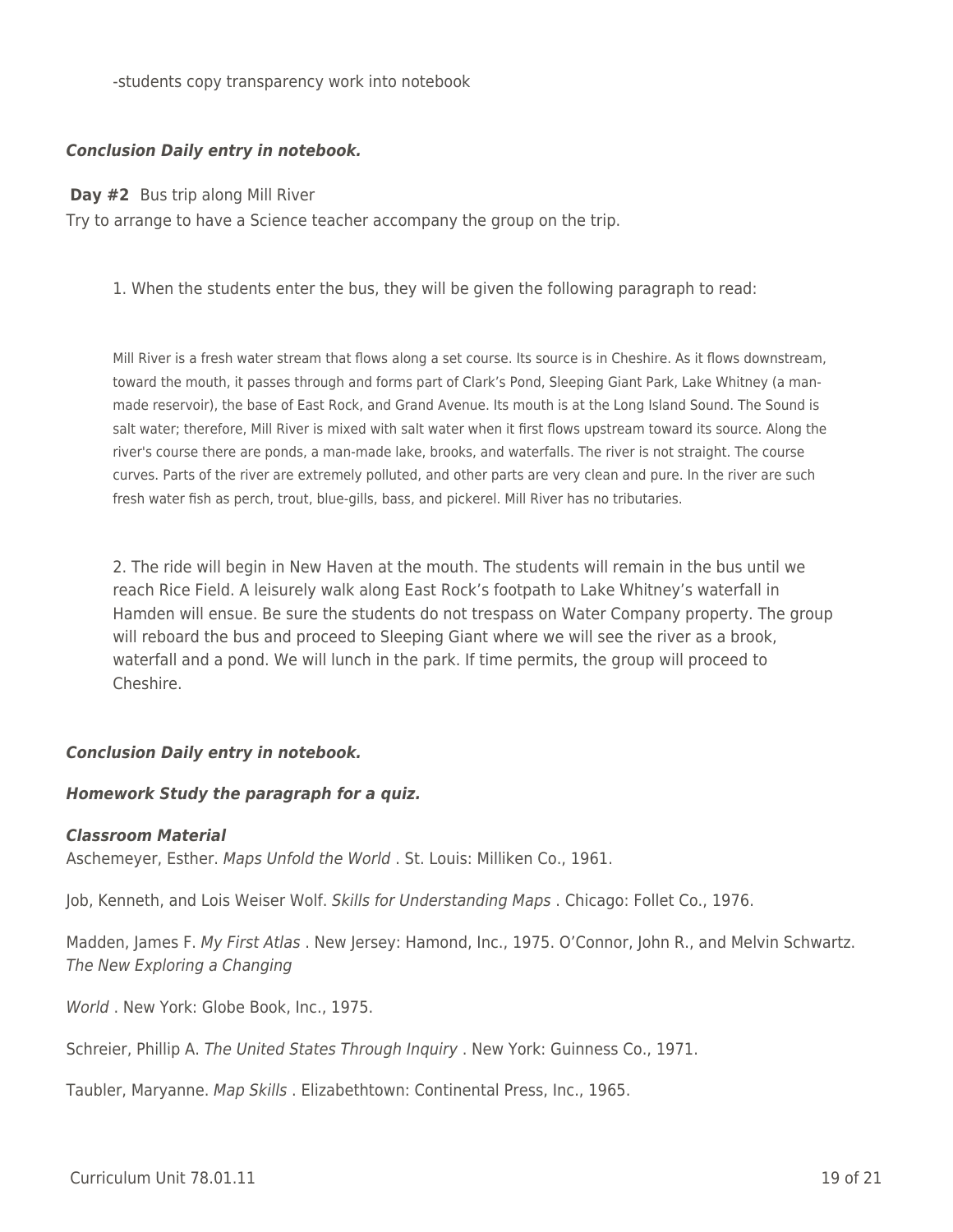-students copy transparency work into notebook

***Conclusion Daily entry in notebook.***

**Day #2** Bus trip along Mill River

Try to arrange to have a Science teacher accompany the group on the trip.

1. When the students enter the bus, they will be given the following paragraph to read:

> Mill River is a fresh water stream that flows along a set course. Its source is in Cheshire. As it flows downstream, toward the mouth, it passes through and forms part of Clark's Pond, Sleeping Giant Park, Lake Whitney (a man-made reservoir), the base of East Rock, and Grand Avenue. Its mouth is at the Long Island Sound. The Sound is salt water; therefore, Mill River is mixed with salt water when it first flows upstream toward its source. Along the river's course there are ponds, a man-made lake, brooks, and waterfalls. The river is not straight. The course curves. Parts of the river are extremely polluted, and other parts are very clean and pure. In the river are such fresh water fish as perch, trout, blue-gills, bass, and pickerel. Mill River has no tributaries.

2. The ride will begin in New Haven at the mouth. The students will remain in the bus until we reach Rice Field. A leisurely walk along East Rock's footpath to Lake Whitney's waterfall in Hamden will ensue. Be sure the students do not trespass on Water Company property. The group will reboard the bus and proceed to Sleeping Giant where we will see the river as a brook, waterfall and a pond. We will lunch in the park. If time permits, the group will proceed to Cheshire.

***Conclusion Daily entry in notebook.***

***Homework Study the paragraph for a quiz.***

***Classroom Material***

Aschemeyer, Esther. *Maps Unfold the World* . St. Louis: Milliken Co., 1961.

Job, Kenneth, and Lois Weiser Wolf. *Skills for Understanding Maps* . Chicago: Follet Co., 1976.

Madden, James F. *My First Atlas* . New Jersey: Hamond, Inc., 1975. O'Connor, John R., and Melvin Schwartz. *The New Exploring a Changing World* . New York: Globe Book, Inc., 1975.

Schreier, Phillip A. *The United States Through Inquiry* . New York: Guinness Co., 1971.

Taubler, Maryanne. *Map Skills* . Elizabethtown: Continental Press, Inc., 1965.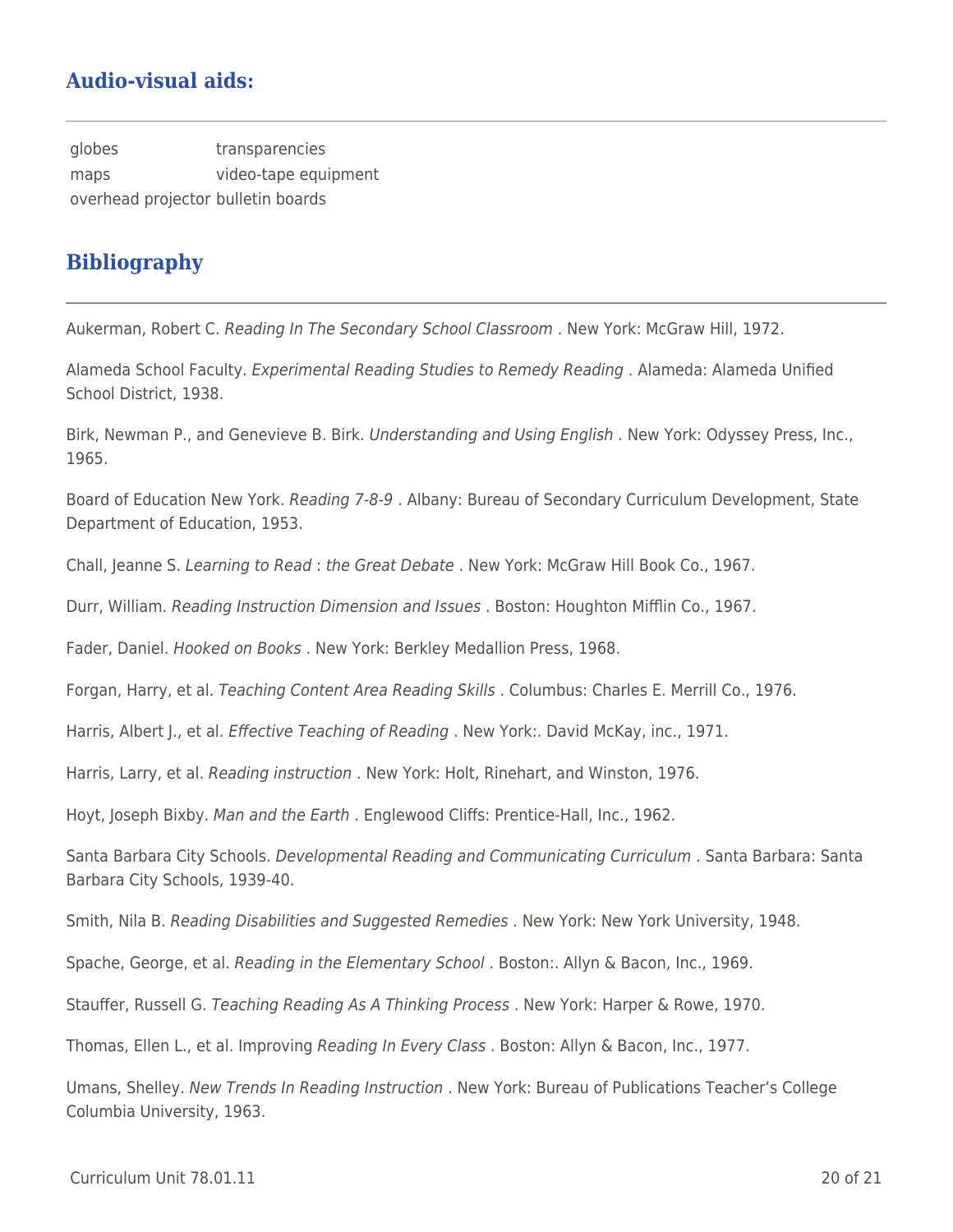## Audio-visual aids:

| | |
|---|---|
| globes | transparencies |
| maps | video-tape equipment |
| overhead projector | bulletin boards |

## Bibliography

Aukerman, Robert C. *Reading In The Secondary School Classroom* . New York: McGraw Hill, 1972.

Alameda School Faculty. *Experimental Reading Studies to Remedy Reading* . Alameda: Alameda Unified School District, 1938.

Birk, Newman P., and Genevieve B. Birk. *Understanding and Using English* . New York: Odyssey Press, Inc., 1965.

Board of Education New York. *Reading 7-8-9* . Albany: Bureau of Secondary Curriculum Development, State Department of Education, 1953.

Chall, Jeanne S. *Learning to Read* : *the Great Debate* . New York: McGraw Hill Book Co., 1967.

Durr, William. *Reading Instruction Dimension and Issues* . Boston: Houghton Mifflin Co., 1967.

Fader, Daniel. *Hooked on Books* . New York: Berkley Medallion Press, 1968.

Forgan, Harry, et al. *Teaching Content Area Reading Skills* . Columbus: Charles E. Merrill Co., 1976.

Harris, Albert J., et al. *Effective Teaching of Reading* . New York:. David McKay, inc., 1971.

Harris, Larry, et al. *Reading instruction* . New York: Holt, Rinehart, and Winston, 1976.

Hoyt, Joseph Bixby. *Man and the Earth* . Englewood Cliffs: Prentice-Hall, Inc., 1962.

Santa Barbara City Schools. *Developmental Reading and Communicating Curriculum* . Santa Barbara: Santa Barbara City Schools, 1939-40.

Smith, Nila B. *Reading Disabilities and Suggested Remedies* . New York: New York University, 1948.

Spache, George, et al. *Reading in the Elementary School* . Boston:. Allyn & Bacon, Inc., 1969.

Stauffer, Russell G. *Teaching Reading As A Thinking Process* . New York: Harper & Rowe, 1970.

Thomas, Ellen L., et al. Improving *Reading In Every Class* . Boston: Allyn & Bacon, Inc., 1977.

Umans, Shelley. *New Trends In Reading Instruction* . New York: Bureau of Publications Teacher's College Columbia University, 1963.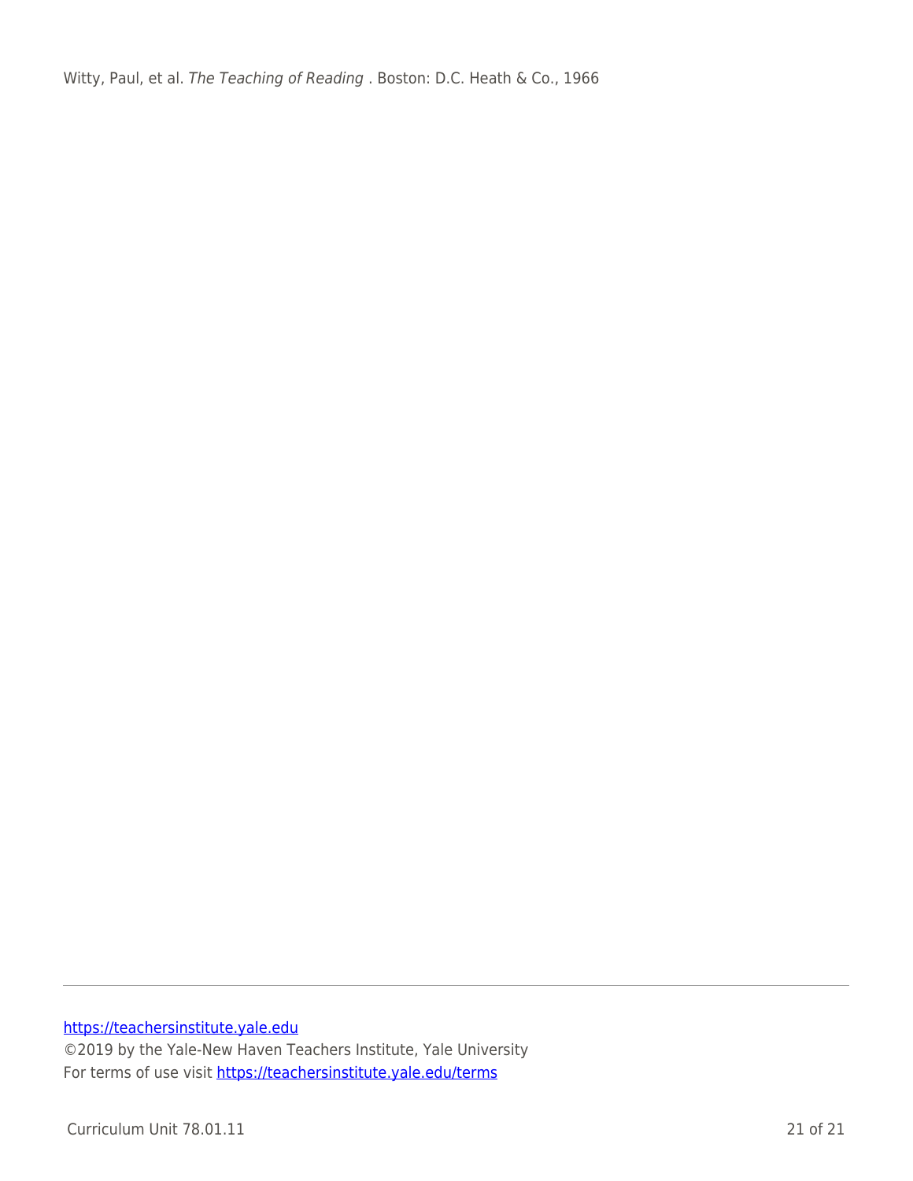Witty, Paul, et al. *The Teaching of Reading* . Boston: D.C. Heath & Co., 1966